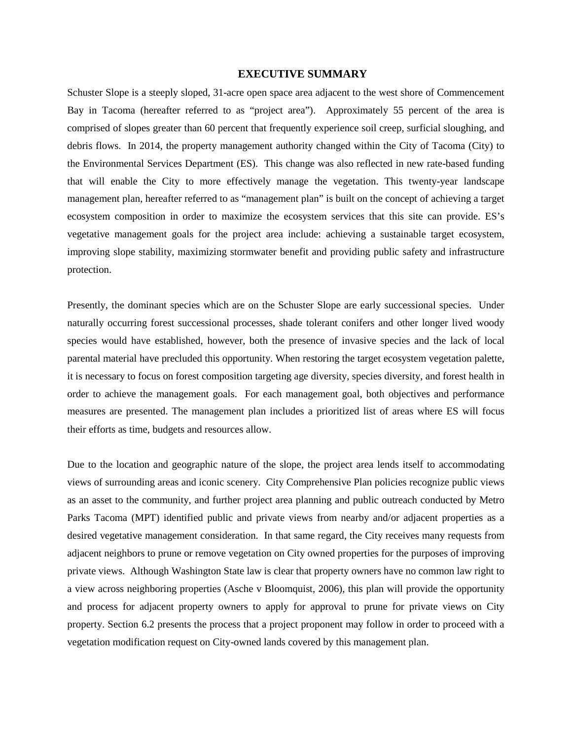# EXECUTIVE SUMMARY

Schuster Slope is a steeply sloped, 31-acre open space area adjacent to the west shore of Commencement Bay in Tacoma (hereafter referred to as "project area"). Approximately 55 percent of the area is comprised of slopes greater than 60 percent that frequently experience soil creep, surficial sloughing, and debris flows. In 2014, the property management authority changed within the City of Tacoma (City) to the Environmental Services Department (ES). This change was also reflected in new rate-based funding that will enable the City to more effectively manage the vegetation. This twenty-year landscape management plan, hereafter referred to as "management plan" is built on the concept of achieving a target ecosystem composition in order to maximize the ecosystem services that this site can provide. ES's vegetative management goals for the project area include: achieving a sustainable target ecosystem, improving slope stability, maximizing stormwater benefit and providing public safety and infrastructure protection.

Presently, the dominant species which are on the Schuster Slope are early successional species. Under naturally occurring forest successional processes, shade tolerant conifers and other longer lived woody species would have established, however, both the presence of invasive species and the lack of local parental material have precluded this opportunity. When restoring the target ecosystem vegetation palette, it is necessary to focus on forest composition targeting age diversity, species diversity, and forest health in order to achieve the management goals. For each management goal, both objectives and performance measures are presented. The management plan includes a prioritized list of areas where ES will focus their efforts as time, budgets and resources allow.

Due to the location and geographic nature of the slope, the project area lends itself to accommodating views of surrounding areas and iconic scenery. City Comprehensive Plan policies recognize public views as an asset to the community, and further project area planning and public outreach conducted by Metro Parks Tacoma (MPT) identified public and private views from nearby and/or adjacent properties as a desired vegetative management consideration. In that same regard, the City receives many requests from adjacent neighbors to prune or remove vegetation on City owned properties for the purposes of improving private views. Although Washington State law is clear that property owners have no common law right to a view across neighboring properties (Asche v Bloomquist, 2006), this plan will provide the opportunity and process for adjacent property owners to apply for approval to prune for private views on City property. Section 6.2 presents the process that a project proponent may follow in order to proceed with a vegetation modification request on City-owned lands covered by this management plan.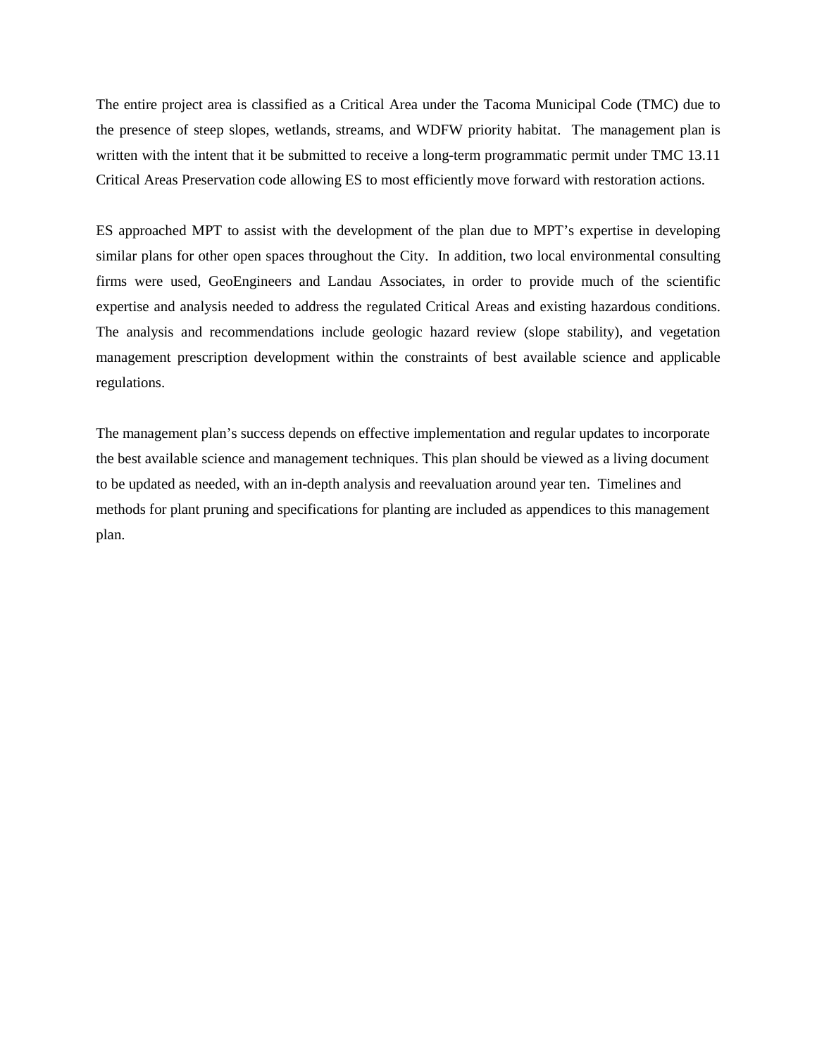The entire project area is classified as a Critical Area under the Tacoma Municipal Code (TMC) due to the presence of steep slopes, wetlands, streams, and WDFW priority habitat. The management plan is written with the intent that it be submitted to receive a long-term programmatic permit under TMC 13.11 Critical Areas Preservation code allowing ES to most efficiently move forward with restoration actions.

ES approached MPT to assist with the development of the plan due to MPT's expertise in developing similar plans for other open spaces throughout the City. In addition, two local environmental consulting firms were used, GeoEngineers and Landau Associates, in order to provide much of the scientific expertise and analysis needed to address the regulated Critical Areas and existing hazardous conditions. The analysis and recommendations include geologic hazard review (slope stability), and vegetation management prescription development within the constraints of best available science and applicable regulations.

The management plan's success depends on effective implementation and regular updates to incorporate the best available science and management techniques. This plan should be viewed as a living document to be updated as needed, with an in-depth analysis and reevaluation around year ten. Timelines and methods for plant pruning and specifications for planting are included as appendices to this management plan.